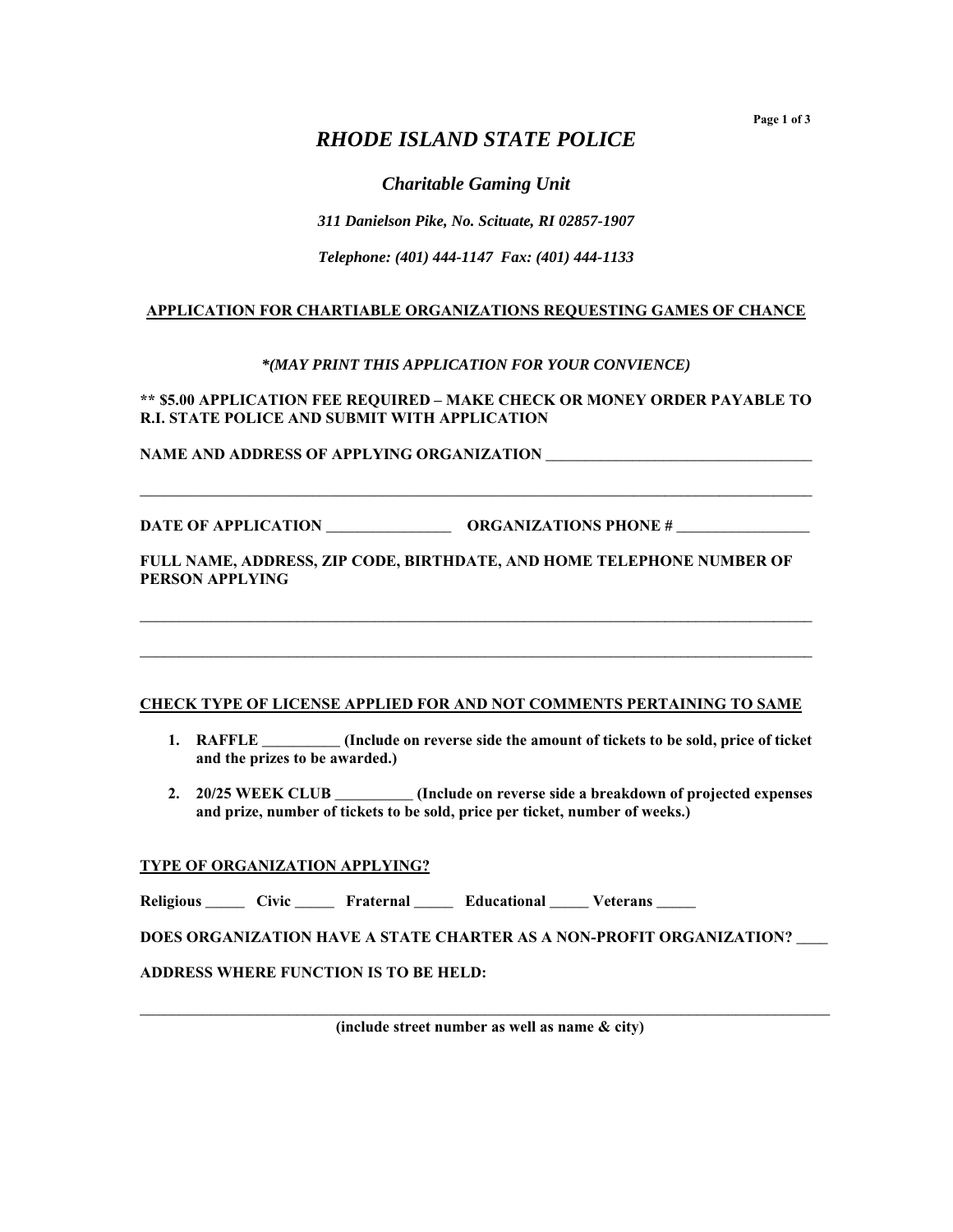# *RHODE ISLAND STATE POLICE*

## *Charitable Gaming Unit*

***311 Danielson Pike, No. Scituate, RI 02857-1907***

***Telephone: (401) 444-1147 Fax: (401) 444-1133***

**<u>APPLICATION FOR CHARTIABLE ORGANIZATIONS REQUESTING GAMES OF CHANCE</u>**

***\*(MAY PRINT THIS APPLICATION FOR YOUR CONVIENCE)***

**\*\* $5.00 APPLICATION FEE REQUIRED – MAKE CHECK OR MONEY ORDER PAYABLE TO R.I. STATE POLICE AND SUBMIT WITH APPLICATION**

**NAME AND ADDRESS OF APPLYING ORGANIZATION** ___________________________________

_____________________________________________________________________________________

**DATE OF APPLICATION** ________________ **ORGANIZATIONS PHONE #** _________________

**FULL NAME, ADDRESS, ZIP CODE, BIRTHDATE, AND HOME TELEPHONE NUMBER OF PERSON APPLYING**

_____________________________________________________________________________________

_____________________________________________________________________________________

**<u>CHECK TYPE OF LICENSE APPLIED FOR AND NOT COMMENTS PERTAINING TO SAME</u>**

1. **RAFFLE __________ (Include on reverse side the amount of tickets to be sold, price of ticket and the prizes to be awarded.)**
2. **20/25 WEEK CLUB __________ (Include on reverse side a breakdown of projected expenses and prize, number of tickets to be sold, price per ticket, number of weeks.)**

**<u>TYPE OF ORGANIZATION APPLYING?</u>**

**Religious _____ Civic _____ Fraternal _____ Educational _____ Veterans _____**

**DOES ORGANIZATION HAVE A STATE CHARTER AS A NON-PROFIT ORGANIZATION? ____**

**ADDRESS WHERE FUNCTION IS TO BE HELD:**

_____________________________________________________________________________________

**(include street number as well as name & city)**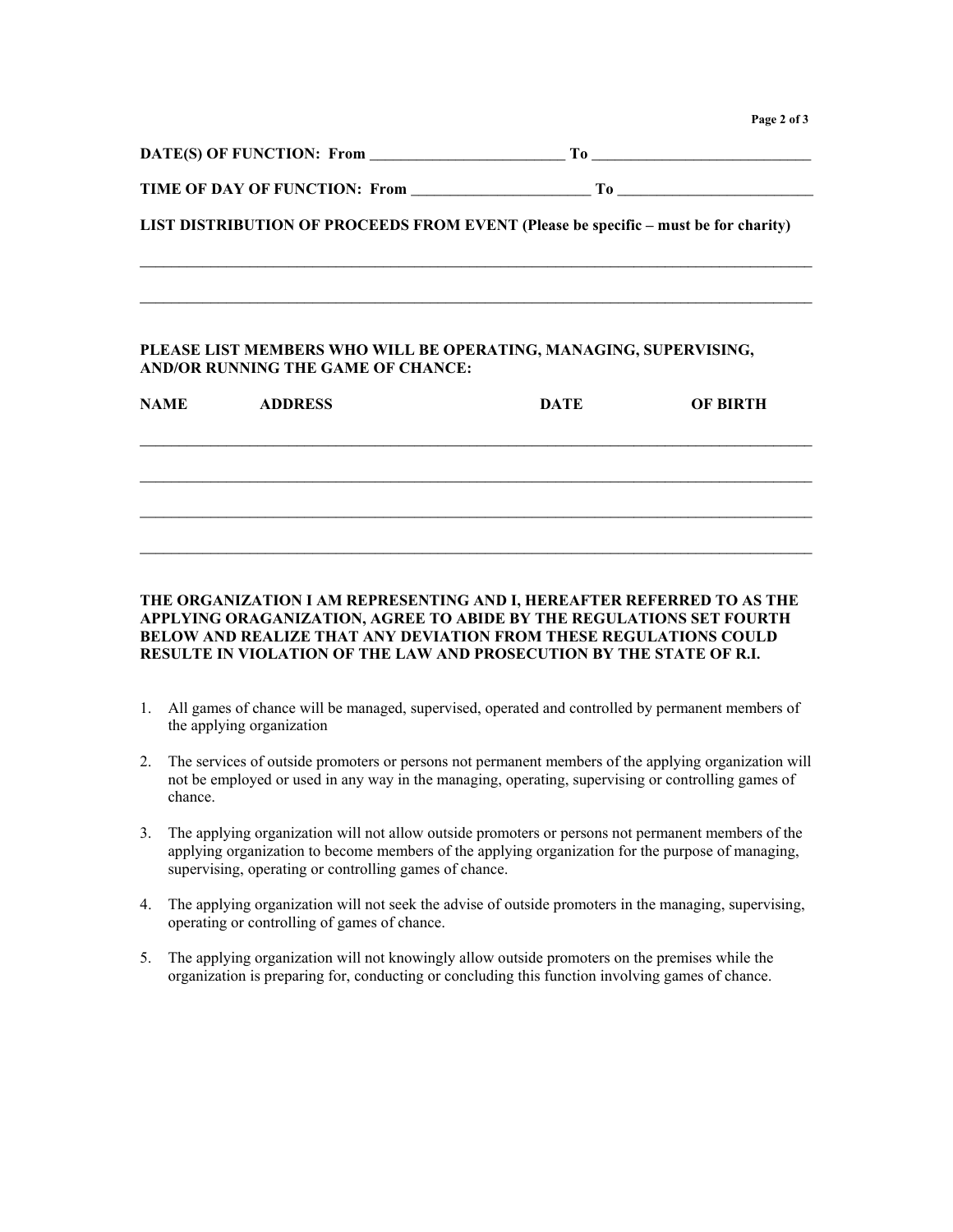**DATE(S) OF FUNCTION: From _________________________ To ____________________________**

**TIME OF DAY OF FUNCTION: From _______________________ To _________________________**

**LIST DISTRIBUTION OF PROCEEDS FROM EVENT (Please be specific – must be for charity)**

_____________________________________________________________________________________

_____________________________________________________________________________________

**PLEASE LIST MEMBERS WHO WILL BE OPERATING, MANAGING, SUPERVISING, AND/OR RUNNING THE GAME OF CHANCE:**

| NAME | ADDRESS | DATE OF BIRTH |
|---|---|---|
| | | |
| | | |
| | | |
| | | |

**THE ORGANIZATION I AM REPRESENTING AND I, HEREAFTER REFERRED TO AS THE APPLYING ORAGANIZATION, AGREE TO ABIDE BY THE REGULATIONS SET FOURTH BELOW AND REALIZE THAT ANY DEVIATION FROM THESE REGULATIONS COULD RESULTE IN VIOLATION OF THE LAW AND PROSECUTION BY THE STATE OF R.I.**

1. All games of chance will be managed, supervised, operated and controlled by permanent members of the applying organization
2. The services of outside promoters or persons not permanent members of the applying organization will not be employed or used in any way in the managing, operating, supervising or controlling games of chance.
3. The applying organization will not allow outside promoters or persons not permanent members of the applying organization to become members of the applying organization for the purpose of managing, supervising, operating or controlling games of chance.
4. The applying organization will not seek the advise of outside promoters in the managing, supervising, operating or controlling of games of chance.
5. The applying organization will not knowingly allow outside promoters on the premises while the organization is preparing for, conducting or concluding this function involving games of chance.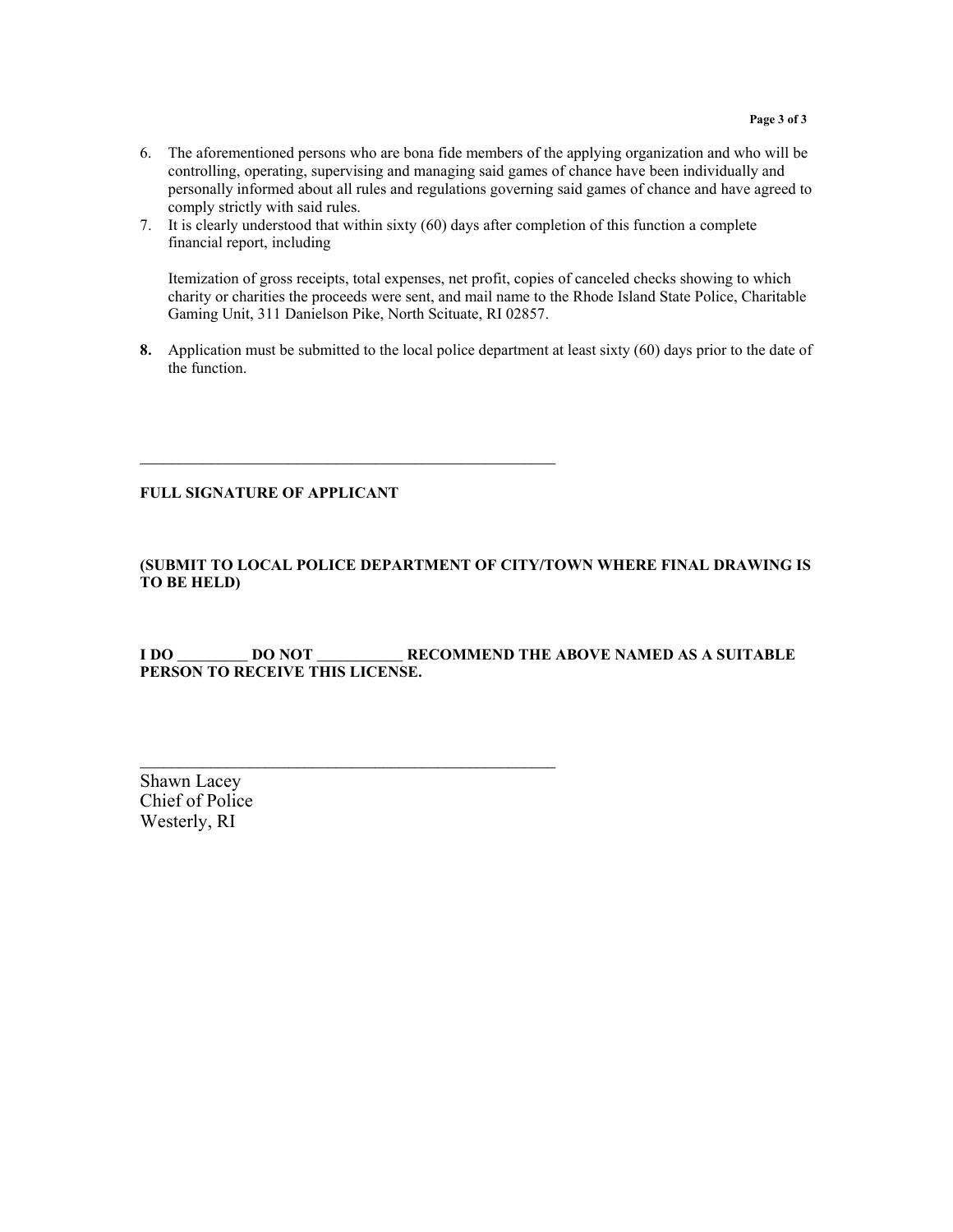6. The aforementioned persons who are bona fide members of the applying organization and who will be controlling, operating, supervising and managing said games of chance have been individually and personally informed about all rules and regulations governing said games of chance and have agreed to comply strictly with said rules.
7. It is clearly understood that within sixty (60) days after completion of this function a complete financial report, including

   Itemization of gross receipts, total expenses, net profit, copies of canceled checks showing to which charity or charities the proceeds were sent, and mail name to the Rhode Island State Police, Charitable Gaming Unit, 311 Danielson Pike, North Scituate, RI 02857.

8. Application must be submitted to the local police department at least sixty (60) days prior to the date of the function.

______________________________________________________

**FULL SIGNATURE OF APPLICANT**

**(SUBMIT TO LOCAL POLICE DEPARTMENT OF CITY/TOWN WHERE FINAL DRAWING IS TO BE HELD)**

**I DO _________ DO NOT ___________ RECOMMEND THE ABOVE NAMED AS A SUITABLE PERSON TO RECEIVE THIS LICENSE.**

______________________________________________________

Shawn Lacey
Chief of Police
Westerly, RI